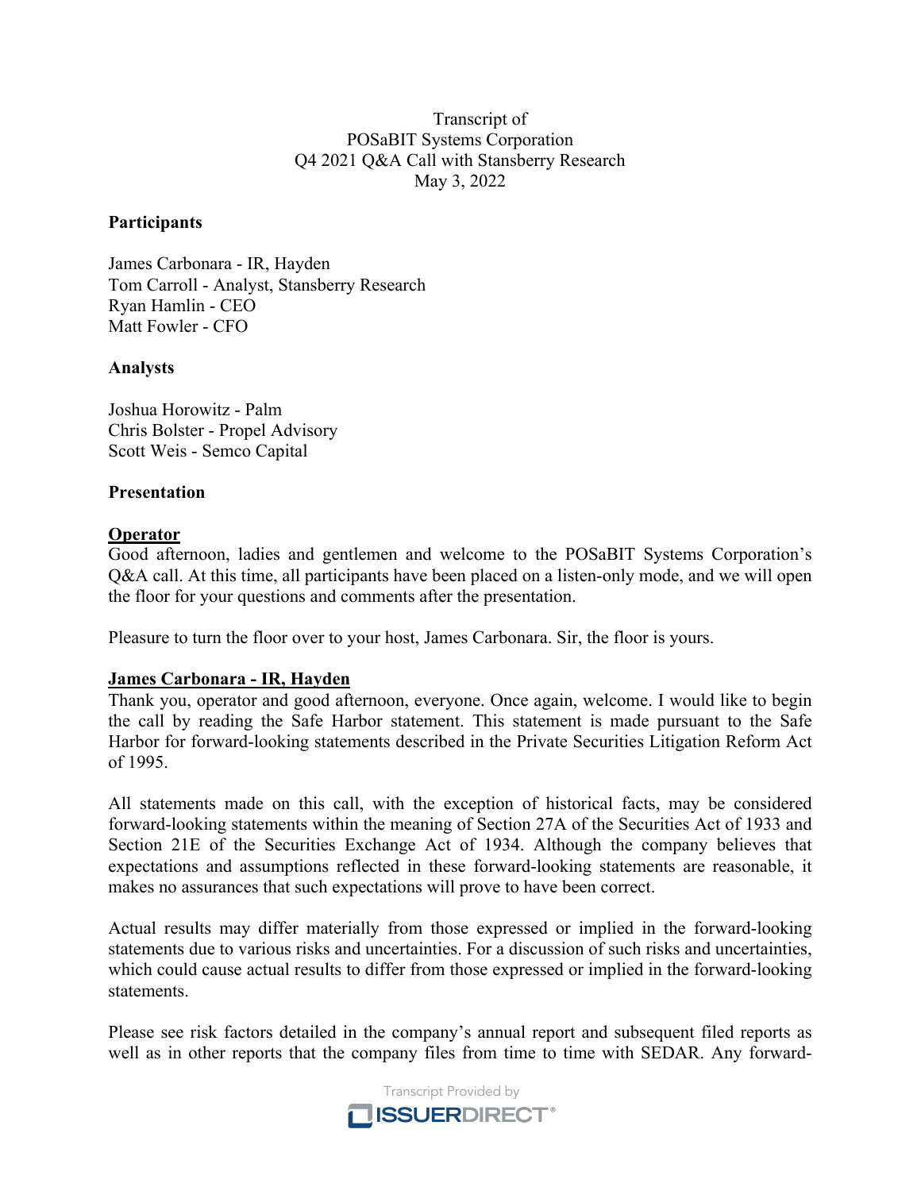Transcript of
POSaBIT Systems Corporation
Q4 2021 Q&A Call with Stansberry Research
May 3, 2022

**Participants**

James Carbonara - IR, Hayden
Tom Carroll - Analyst, Stansberry Research
Ryan Hamlin - CEO
Matt Fowler - CFO

**Analysts**

Joshua Horowitz - Palm
Chris Bolster - Propel Advisory
Scott Weis - Semco Capital

**Presentation**

**Operator**
Good afternoon, ladies and gentlemen and welcome to the POSaBIT Systems Corporation's Q&A call. At this time, all participants have been placed on a listen-only mode, and we will open the floor for your questions and comments after the presentation.

Pleasure to turn the floor over to your host, James Carbonara. Sir, the floor is yours.

**James Carbonara - IR, Hayden**
Thank you, operator and good afternoon, everyone. Once again, welcome. I would like to begin the call by reading the Safe Harbor statement. This statement is made pursuant to the Safe Harbor for forward-looking statements described in the Private Securities Litigation Reform Act of 1995.

All statements made on this call, with the exception of historical facts, may be considered forward-looking statements within the meaning of Section 27A of the Securities Act of 1933 and Section 21E of the Securities Exchange Act of 1934. Although the company believes that expectations and assumptions reflected in these forward-looking statements are reasonable, it makes no assurances that such expectations will prove to have been correct.

Actual results may differ materially from those expressed or implied in the forward-looking statements due to various risks and uncertainties. For a discussion of such risks and uncertainties, which could cause actual results to differ from those expressed or implied in the forward-looking statements.

Please see risk factors detailed in the company's annual report and subsequent filed reports as well as in other reports that the company files from time to time with SEDAR. Any forward-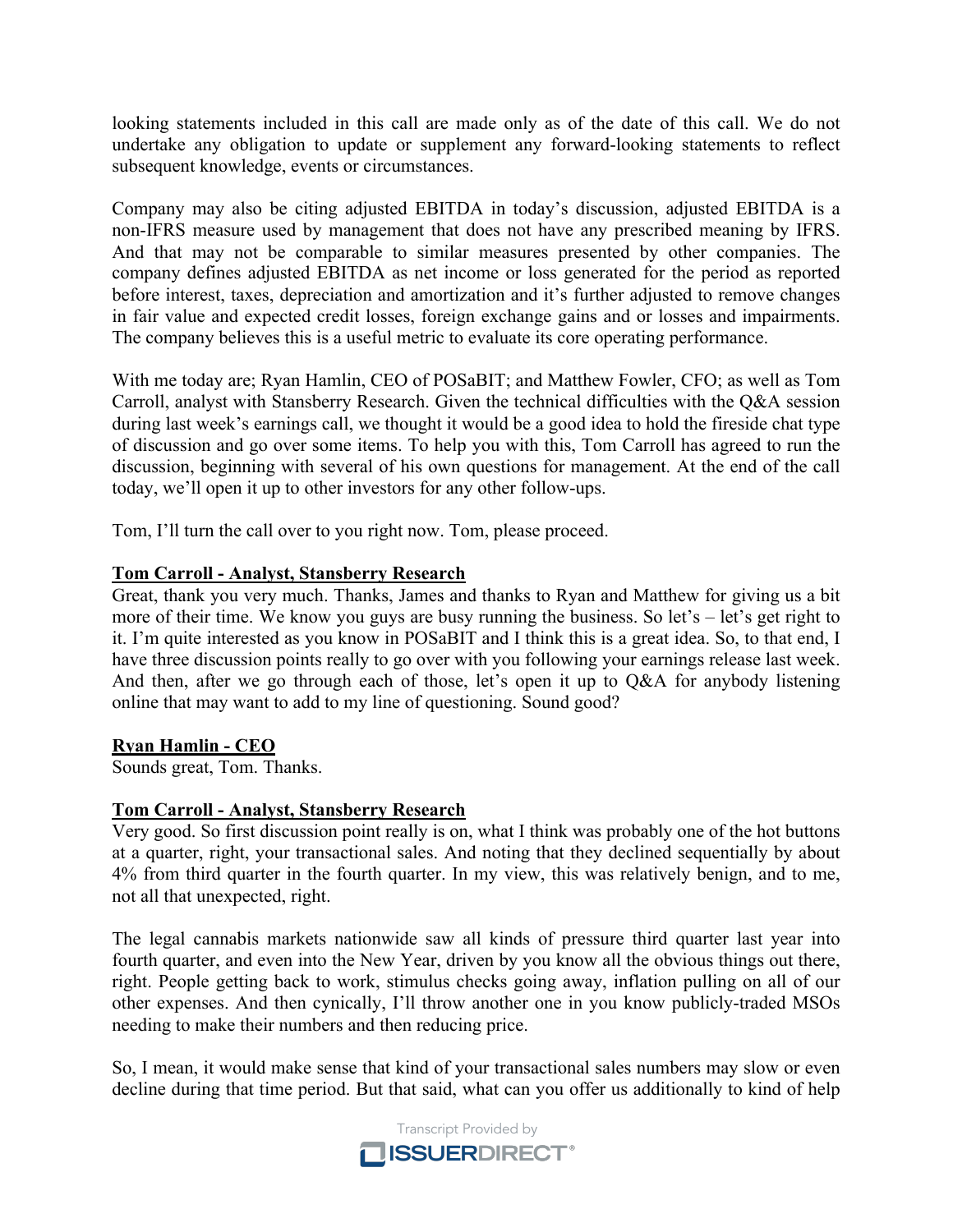looking statements included in this call are made only as of the date of this call. We do not undertake any obligation to update or supplement any forward-looking statements to reflect subsequent knowledge, events or circumstances.

Company may also be citing adjusted EBITDA in today's discussion, adjusted EBITDA is a non-IFRS measure used by management that does not have any prescribed meaning by IFRS. And that may not be comparable to similar measures presented by other companies. The company defines adjusted EBITDA as net income or loss generated for the period as reported before interest, taxes, depreciation and amortization and it's further adjusted to remove changes in fair value and expected credit losses, foreign exchange gains and or losses and impairments. The company believes this is a useful metric to evaluate its core operating performance.

With me today are; Ryan Hamlin, CEO of POSaBIT; and Matthew Fowler, CFO; as well as Tom Carroll, analyst with Stansberry Research. Given the technical difficulties with the Q&A session during last week's earnings call, we thought it would be a good idea to hold the fireside chat type of discussion and go over some items. To help you with this, Tom Carroll has agreed to run the discussion, beginning with several of his own questions for management. At the end of the call today, we'll open it up to other investors for any other follow-ups.

Tom, I'll turn the call over to you right now. Tom, please proceed.

**Tom Carroll - Analyst, Stansberry Research**

Great, thank you very much. Thanks, James and thanks to Ryan and Matthew for giving us a bit more of their time. We know you guys are busy running the business. So let's – let's get right to it. I'm quite interested as you know in POSaBIT and I think this is a great idea. So, to that end, I have three discussion points really to go over with you following your earnings release last week. And then, after we go through each of those, let's open it up to Q&A for anybody listening online that may want to add to my line of questioning. Sound good?

**Ryan Hamlin - CEO**

Sounds great, Tom. Thanks.

**Tom Carroll - Analyst, Stansberry Research**

Very good. So first discussion point really is on, what I think was probably one of the hot buttons at a quarter, right, your transactional sales. And noting that they declined sequentially by about 4% from third quarter in the fourth quarter. In my view, this was relatively benign, and to me, not all that unexpected, right.

The legal cannabis markets nationwide saw all kinds of pressure third quarter last year into fourth quarter, and even into the New Year, driven by you know all the obvious things out there, right. People getting back to work, stimulus checks going away, inflation pulling on all of our other expenses. And then cynically, I'll throw another one in you know publicly-traded MSOs needing to make their numbers and then reducing price.

So, I mean, it would make sense that kind of your transactional sales numbers may slow or even decline during that time period. But that said, what can you offer us additionally to kind of help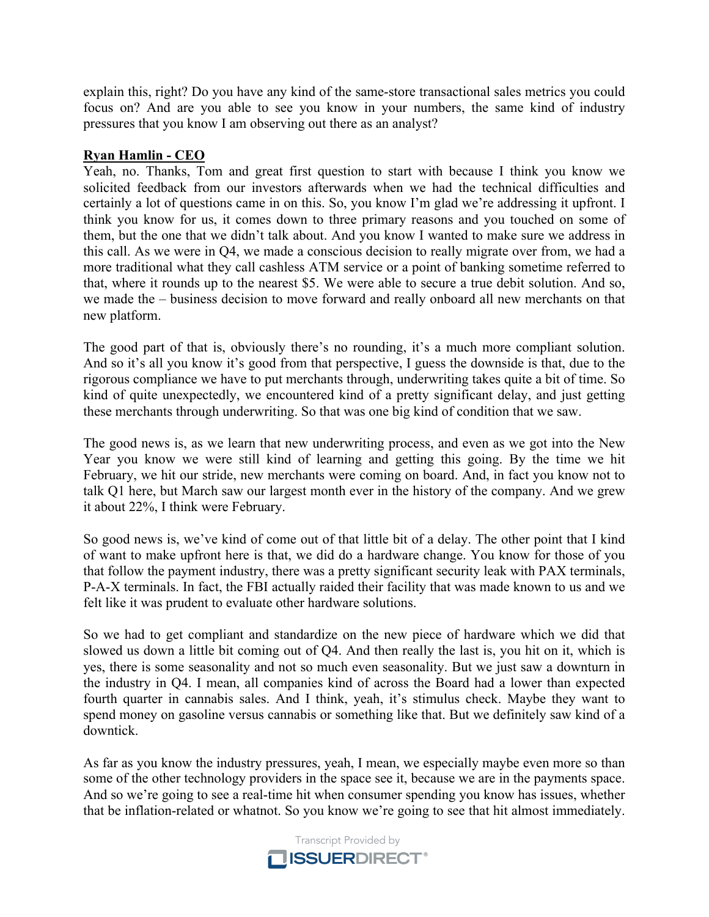explain this, right? Do you have any kind of the same-store transactional sales metrics you could focus on? And are you able to see you know in your numbers, the same kind of industry pressures that you know I am observing out there as an analyst?

**Ryan Hamlin - CEO**

Yeah, no. Thanks, Tom and great first question to start with because I think you know we solicited feedback from our investors afterwards when we had the technical difficulties and certainly a lot of questions came in on this. So, you know I'm glad we're addressing it upfront. I think you know for us, it comes down to three primary reasons and you touched on some of them, but the one that we didn't talk about. And you know I wanted to make sure we address in this call. As we were in Q4, we made a conscious decision to really migrate over from, we had a more traditional what they call cashless ATM service or a point of banking sometime referred to that, where it rounds up to the nearest $5. We were able to secure a true debit solution. And so, we made the – business decision to move forward and really onboard all new merchants on that new platform.

The good part of that is, obviously there's no rounding, it's a much more compliant solution. And so it's all you know it's good from that perspective, I guess the downside is that, due to the rigorous compliance we have to put merchants through, underwriting takes quite a bit of time. So kind of quite unexpectedly, we encountered kind of a pretty significant delay, and just getting these merchants through underwriting. So that was one big kind of condition that we saw.

The good news is, as we learn that new underwriting process, and even as we got into the New Year you know we were still kind of learning and getting this going. By the time we hit February, we hit our stride, new merchants were coming on board. And, in fact you know not to talk Q1 here, but March saw our largest month ever in the history of the company. And we grew it about 22%, I think were February.

So good news is, we've kind of come out of that little bit of a delay. The other point that I kind of want to make upfront here is that, we did do a hardware change. You know for those of you that follow the payment industry, there was a pretty significant security leak with PAX terminals, P-A-X terminals. In fact, the FBI actually raided their facility that was made known to us and we felt like it was prudent to evaluate other hardware solutions.

So we had to get compliant and standardize on the new piece of hardware which we did that slowed us down a little bit coming out of Q4. And then really the last is, you hit on it, which is yes, there is some seasonality and not so much even seasonality. But we just saw a downturn in the industry in Q4. I mean, all companies kind of across the Board had a lower than expected fourth quarter in cannabis sales. And I think, yeah, it's stimulus check. Maybe they want to spend money on gasoline versus cannabis or something like that. But we definitely saw kind of a downtick.

As far as you know the industry pressures, yeah, I mean, we especially maybe even more so than some of the other technology providers in the space see it, because we are in the payments space. And so we're going to see a real-time hit when consumer spending you know has issues, whether that be inflation-related or whatnot. So you know we're going to see that hit almost immediately.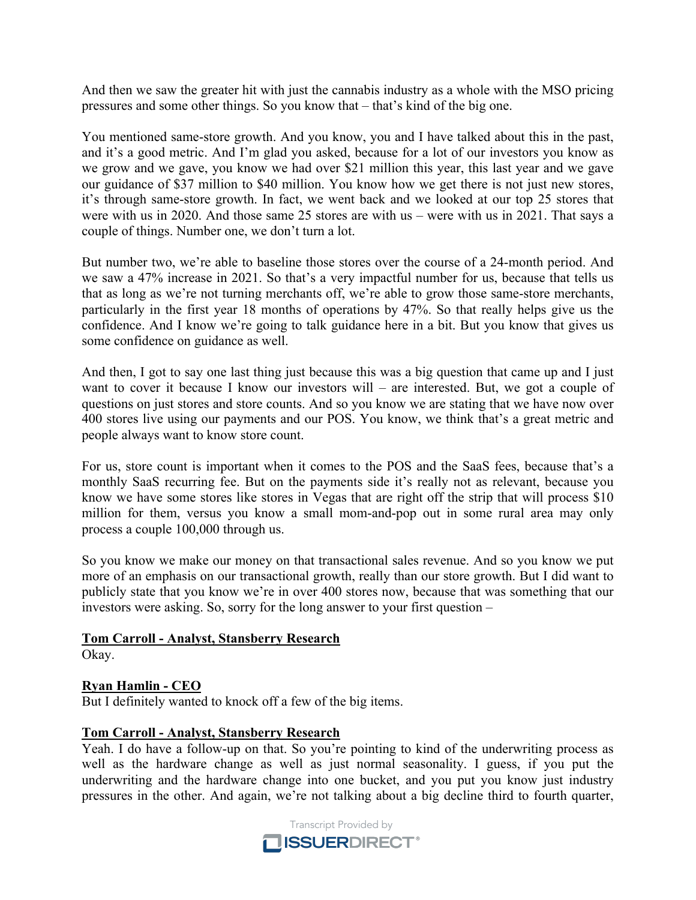And then we saw the greater hit with just the cannabis industry as a whole with the MSO pricing pressures and some other things. So you know that – that's kind of the big one.

You mentioned same-store growth. And you know, you and I have talked about this in the past, and it's a good metric. And I'm glad you asked, because for a lot of our investors you know as we grow and we gave, you know we had over $21 million this year, this last year and we gave our guidance of $37 million to $40 million. You know how we get there is not just new stores, it's through same-store growth. In fact, we went back and we looked at our top 25 stores that were with us in 2020. And those same 25 stores are with us – were with us in 2021. That says a couple of things. Number one, we don't turn a lot.

But number two, we're able to baseline those stores over the course of a 24-month period. And we saw a 47% increase in 2021. So that's a very impactful number for us, because that tells us that as long as we're not turning merchants off, we're able to grow those same-store merchants, particularly in the first year 18 months of operations by 47%. So that really helps give us the confidence. And I know we're going to talk guidance here in a bit. But you know that gives us some confidence on guidance as well.

And then, I got to say one last thing just because this was a big question that came up and I just want to cover it because I know our investors will – are interested. But, we got a couple of questions on just stores and store counts. And so you know we are stating that we have now over 400 stores live using our payments and our POS. You know, we think that's a great metric and people always want to know store count.

For us, store count is important when it comes to the POS and the SaaS fees, because that's a monthly SaaS recurring fee. But on the payments side it's really not as relevant, because you know we have some stores like stores in Vegas that are right off the strip that will process $10 million for them, versus you know a small mom-and-pop out in some rural area may only process a couple 100,000 through us.

So you know we make our money on that transactional sales revenue. And so you know we put more of an emphasis on our transactional growth, really than our store growth. But I did want to publicly state that you know we're in over 400 stores now, because that was something that our investors were asking. So, sorry for the long answer to your first question –

**Tom Carroll - Analyst, Stansberry Research**
Okay.

**Ryan Hamlin - CEO**
But I definitely wanted to knock off a few of the big items.

**Tom Carroll - Analyst, Stansberry Research**
Yeah. I do have a follow-up on that. So you're pointing to kind of the underwriting process as well as the hardware change as well as just normal seasonality. I guess, if you put the underwriting and the hardware change into one bucket, and you put you know just industry pressures in the other. And again, we're not talking about a big decline third to fourth quarter,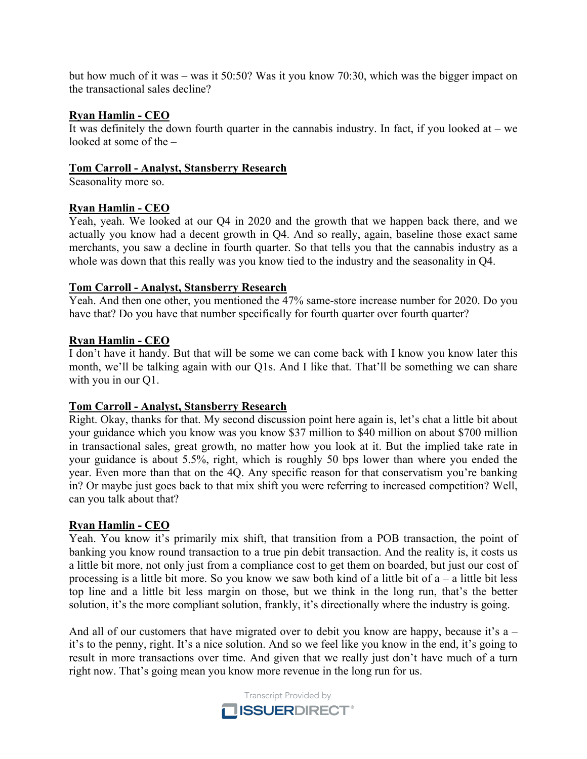but how much of it was – was it 50:50? Was it you know 70:30, which was the bigger impact on the transactional sales decline?

**Ryan Hamlin - CEO**
It was definitely the down fourth quarter in the cannabis industry. In fact, if you looked at – we looked at some of the –

**Tom Carroll - Analyst, Stansberry Research**
Seasonality more so.

**Ryan Hamlin - CEO**
Yeah, yeah. We looked at our Q4 in 2020 and the growth that we happen back there, and we actually you know had a decent growth in Q4. And so really, again, baseline those exact same merchants, you saw a decline in fourth quarter. So that tells you that the cannabis industry as a whole was down that this really was you know tied to the industry and the seasonality in Q4.

**Tom Carroll - Analyst, Stansberry Research**
Yeah. And then one other, you mentioned the 47% same-store increase number for 2020. Do you have that? Do you have that number specifically for fourth quarter over fourth quarter?

**Ryan Hamlin - CEO**
I don't have it handy. But that will be some we can come back with I know you know later this month, we'll be talking again with our Q1s. And I like that. That'll be something we can share with you in our Q1.

**Tom Carroll - Analyst, Stansberry Research**
Right. Okay, thanks for that. My second discussion point here again is, let's chat a little bit about your guidance which you know was you know $37 million to $40 million on about $700 million in transactional sales, great growth, no matter how you look at it. But the implied take rate in your guidance is about 5.5%, right, which is roughly 50 bps lower than where you ended the year. Even more than that on the 4Q. Any specific reason for that conservatism you're banking in? Or maybe just goes back to that mix shift you were referring to increased competition? Well, can you talk about that?

**Ryan Hamlin - CEO**
Yeah. You know it's primarily mix shift, that transition from a POB transaction, the point of banking you know round transaction to a true pin debit transaction. And the reality is, it costs us a little bit more, not only just from a compliance cost to get them on boarded, but just our cost of processing is a little bit more. So you know we saw both kind of a little bit of a – a little bit less top line and a little bit less margin on those, but we think in the long run, that's the better solution, it's the more compliant solution, frankly, it's directionally where the industry is going.

And all of our customers that have migrated over to debit you know are happy, because it's a – it's to the penny, right. It's a nice solution. And so we feel like you know in the end, it's going to result in more transactions over time. And given that we really just don't have much of a turn right now. That's going mean you know more revenue in the long run for us.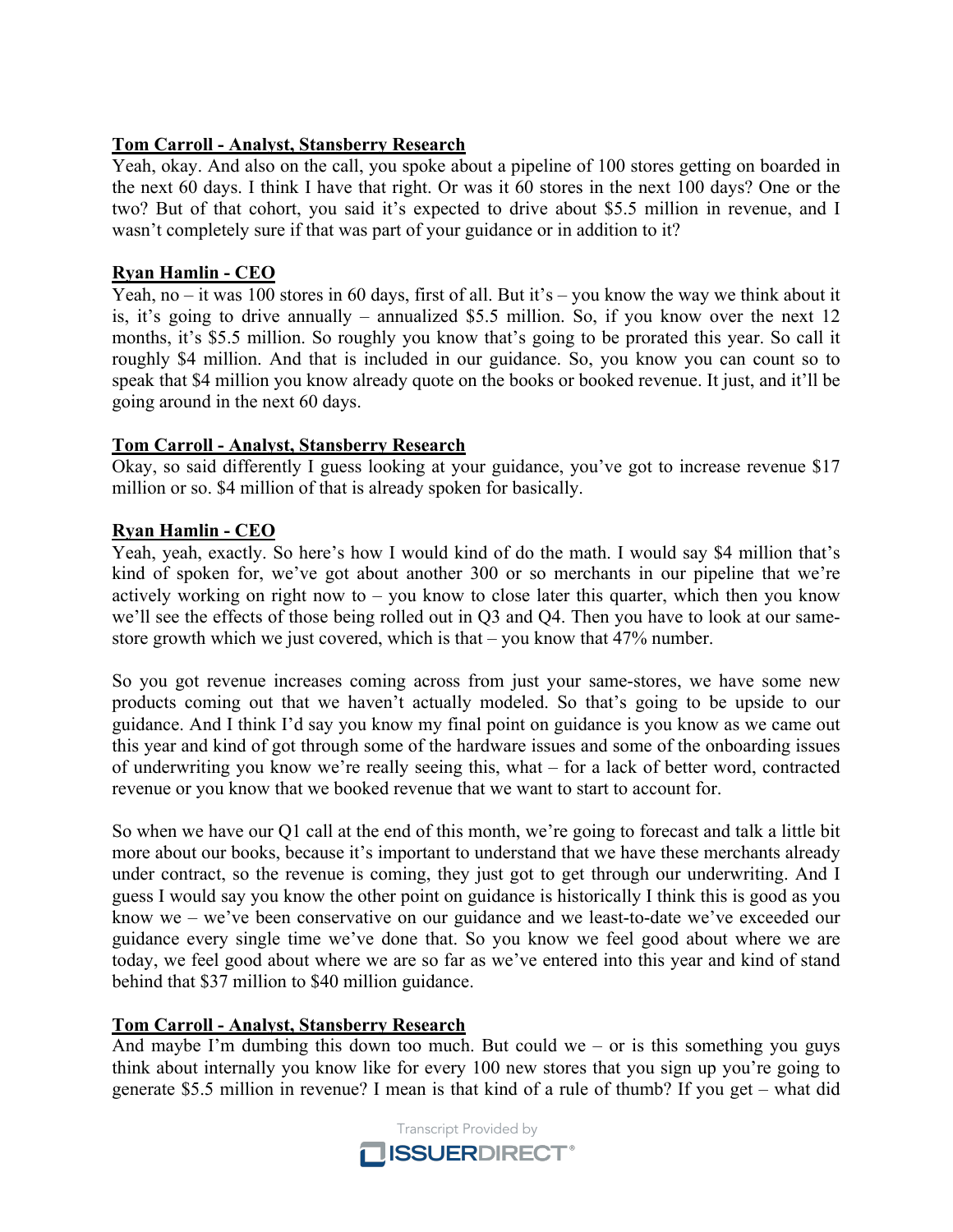**Tom Carroll - Analyst, Stansberry Research**

Yeah, okay. And also on the call, you spoke about a pipeline of 100 stores getting on boarded in the next 60 days. I think I have that right. Or was it 60 stores in the next 100 days? One or the two? But of that cohort, you said it's expected to drive about $5.5 million in revenue, and I wasn't completely sure if that was part of your guidance or in addition to it?

**Ryan Hamlin - CEO**

Yeah, no – it was 100 stores in 60 days, first of all. But it's – you know the way we think about it is, it's going to drive annually – annualized $5.5 million. So, if you know over the next 12 months, it's $5.5 million. So roughly you know that's going to be prorated this year. So call it roughly $4 million. And that is included in our guidance. So, you know you can count so to speak that $4 million you know already quote on the books or booked revenue. It just, and it'll be going around in the next 60 days.

**Tom Carroll - Analyst, Stansberry Research**

Okay, so said differently I guess looking at your guidance, you've got to increase revenue $17 million or so. $4 million of that is already spoken for basically.

**Ryan Hamlin - CEO**

Yeah, yeah, exactly. So here's how I would kind of do the math. I would say $4 million that's kind of spoken for, we've got about another 300 or so merchants in our pipeline that we're actively working on right now to – you know to close later this quarter, which then you know we'll see the effects of those being rolled out in Q3 and Q4. Then you have to look at our same-store growth which we just covered, which is that – you know that 47% number.

So you got revenue increases coming across from just your same-stores, we have some new products coming out that we haven't actually modeled. So that's going to be upside to our guidance. And I think I'd say you know my final point on guidance is you know as we came out this year and kind of got through some of the hardware issues and some of the onboarding issues of underwriting you know we're really seeing this, what – for a lack of better word, contracted revenue or you know that we booked revenue that we want to start to account for.

So when we have our Q1 call at the end of this month, we're going to forecast and talk a little bit more about our books, because it's important to understand that we have these merchants already under contract, so the revenue is coming, they just got to get through our underwriting. And I guess I would say you know the other point on guidance is historically I think this is good as you know we – we've been conservative on our guidance and we least-to-date we've exceeded our guidance every single time we've done that. So you know we feel good about where we are today, we feel good about where we are so far as we've entered into this year and kind of stand behind that $37 million to $40 million guidance.

**Tom Carroll - Analyst, Stansberry Research**

And maybe I'm dumbing this down too much. But could we – or is this something you guys think about internally you know like for every 100 new stores that you sign up you're going to generate $5.5 million in revenue? I mean is that kind of a rule of thumb? If you get – what did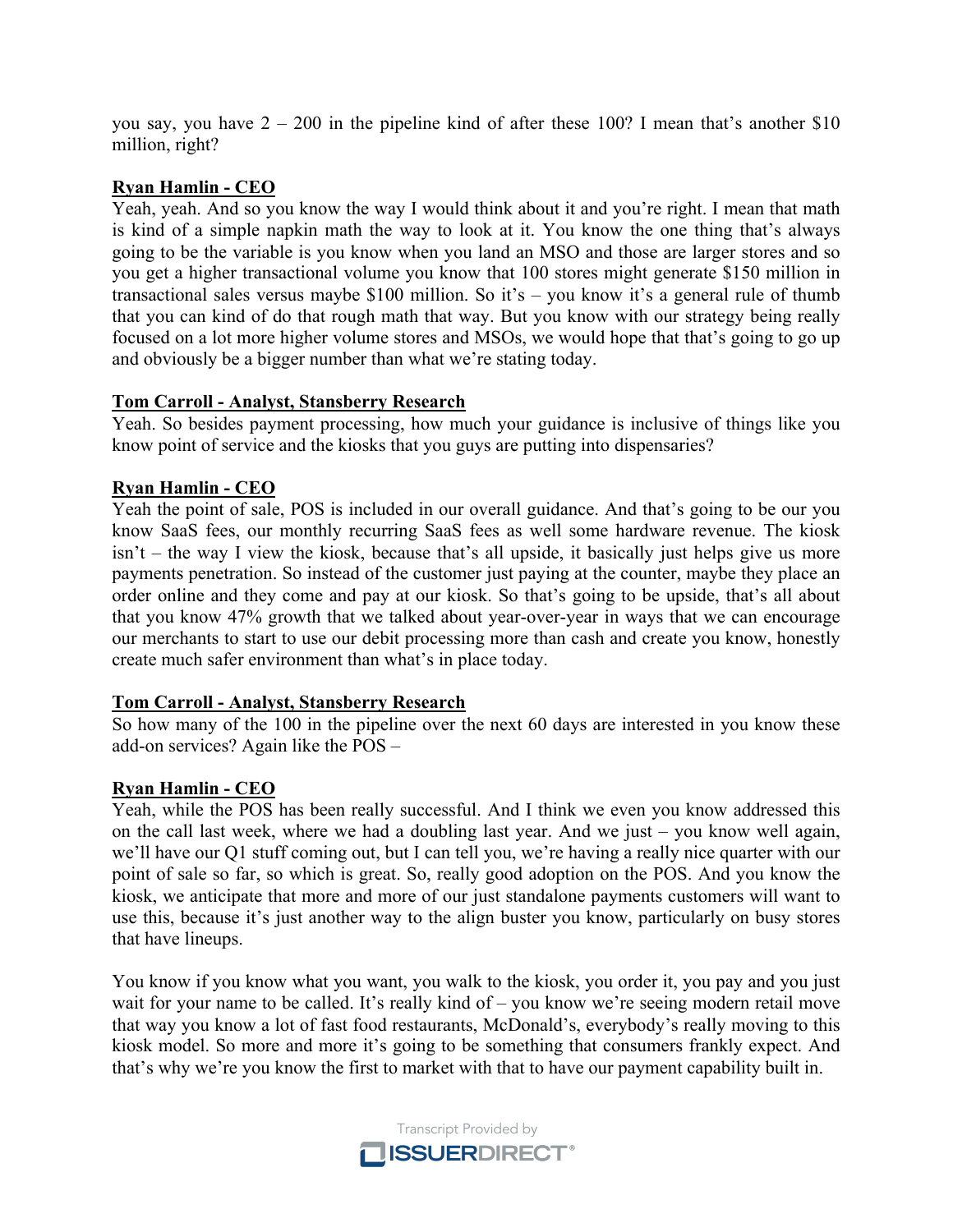you say, you have 2 – 200 in the pipeline kind of after these 100? I mean that's another $10 million, right?

**Ryan Hamlin - CEO**

Yeah, yeah. And so you know the way I would think about it and you're right. I mean that math is kind of a simple napkin math the way to look at it. You know the one thing that's always going to be the variable is you know when you land an MSO and those are larger stores and so you get a higher transactional volume you know that 100 stores might generate $150 million in transactional sales versus maybe $100 million. So it's – you know it's a general rule of thumb that you can kind of do that rough math that way. But you know with our strategy being really focused on a lot more higher volume stores and MSOs, we would hope that that's going to go up and obviously be a bigger number than what we're stating today.

**Tom Carroll - Analyst, Stansberry Research**

Yeah. So besides payment processing, how much your guidance is inclusive of things like you know point of service and the kiosks that you guys are putting into dispensaries?

**Ryan Hamlin - CEO**

Yeah the point of sale, POS is included in our overall guidance. And that's going to be our you know SaaS fees, our monthly recurring SaaS fees as well some hardware revenue. The kiosk isn't – the way I view the kiosk, because that's all upside, it basically just helps give us more payments penetration. So instead of the customer just paying at the counter, maybe they place an order online and they come and pay at our kiosk. So that's going to be upside, that's all about that you know 47% growth that we talked about year-over-year in ways that we can encourage our merchants to start to use our debit processing more than cash and create you know, honestly create much safer environment than what's in place today.

**Tom Carroll - Analyst, Stansberry Research**

So how many of the 100 in the pipeline over the next 60 days are interested in you know these add-on services? Again like the POS –

**Ryan Hamlin - CEO**

Yeah, while the POS has been really successful. And I think we even you know addressed this on the call last week, where we had a doubling last year. And we just – you know well again, we'll have our Q1 stuff coming out, but I can tell you, we're having a really nice quarter with our point of sale so far, so which is great. So, really good adoption on the POS. And you know the kiosk, we anticipate that more and more of our just standalone payments customers will want to use this, because it's just another way to the align buster you know, particularly on busy stores that have lineups.

You know if you know what you want, you walk to the kiosk, you order it, you pay and you just wait for your name to be called. It's really kind of – you know we're seeing modern retail move that way you know a lot of fast food restaurants, McDonald's, everybody's really moving to this kiosk model. So more and more it's going to be something that consumers frankly expect. And that's why we're you know the first to market with that to have our payment capability built in.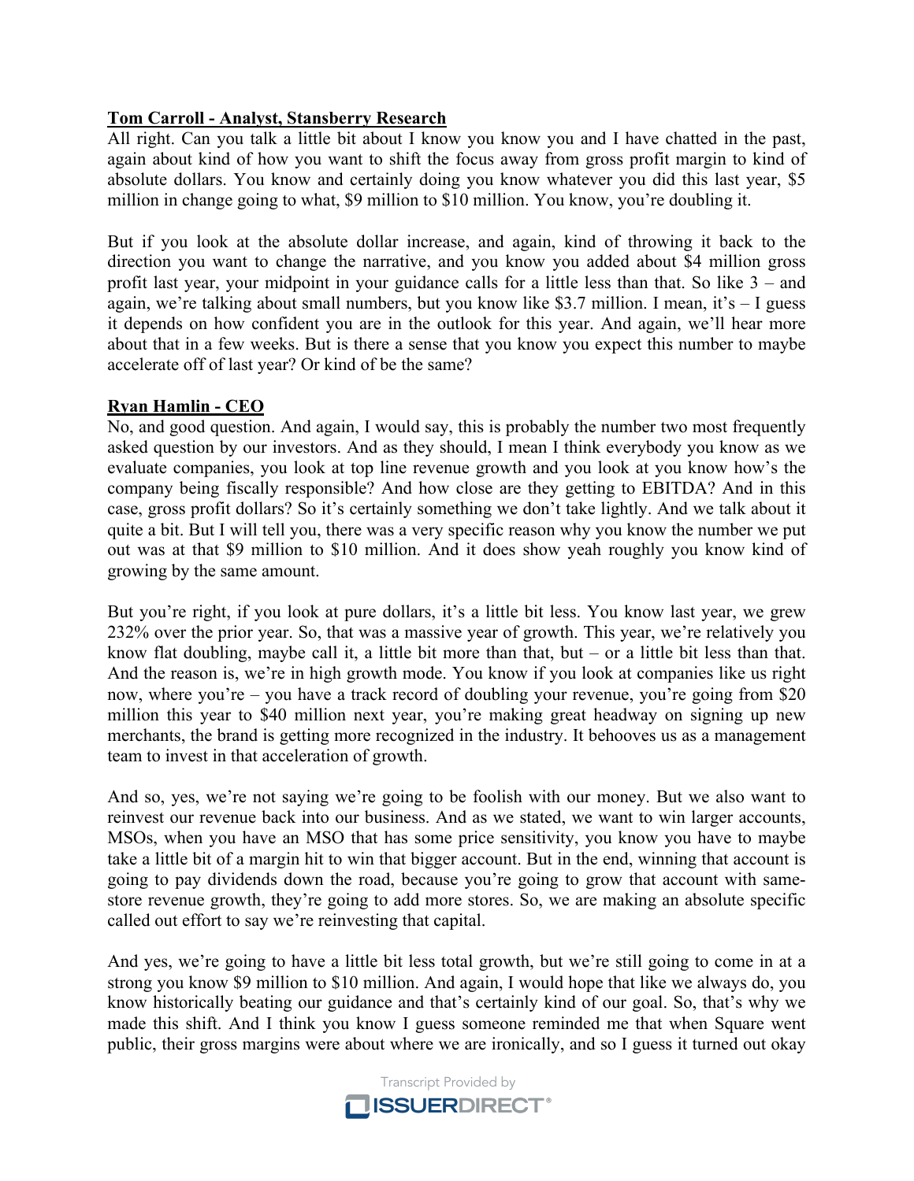**Tom Carroll - Analyst, Stansberry Research**

All right. Can you talk a little bit about I know you know you and I have chatted in the past, again about kind of how you want to shift the focus away from gross profit margin to kind of absolute dollars. You know and certainly doing you know whatever you did this last year, $5 million in change going to what, $9 million to $10 million. You know, you're doubling it.

But if you look at the absolute dollar increase, and again, kind of throwing it back to the direction you want to change the narrative, and you know you added about $4 million gross profit last year, your midpoint in your guidance calls for a little less than that. So like 3 – and again, we're talking about small numbers, but you know like $3.7 million. I mean, it's – I guess it depends on how confident you are in the outlook for this year. And again, we'll hear more about that in a few weeks. But is there a sense that you know you expect this number to maybe accelerate off of last year? Or kind of be the same?

**Ryan Hamlin - CEO**

No, and good question. And again, I would say, this is probably the number two most frequently asked question by our investors. And as they should, I mean I think everybody you know as we evaluate companies, you look at top line revenue growth and you look at you know how's the company being fiscally responsible? And how close are they getting to EBITDA? And in this case, gross profit dollars? So it's certainly something we don't take lightly. And we talk about it quite a bit. But I will tell you, there was a very specific reason why you know the number we put out was at that $9 million to $10 million. And it does show yeah roughly you know kind of growing by the same amount.

But you're right, if you look at pure dollars, it's a little bit less. You know last year, we grew 232% over the prior year. So, that was a massive year of growth. This year, we're relatively you know flat doubling, maybe call it, a little bit more than that, but – or a little bit less than that. And the reason is, we're in high growth mode. You know if you look at companies like us right now, where you're – you have a track record of doubling your revenue, you're going from $20 million this year to $40 million next year, you're making great headway on signing up new merchants, the brand is getting more recognized in the industry. It behooves us as a management team to invest in that acceleration of growth.

And so, yes, we're not saying we're going to be foolish with our money. But we also want to reinvest our revenue back into our business. And as we stated, we want to win larger accounts, MSOs, when you have an MSO that has some price sensitivity, you know you have to maybe take a little bit of a margin hit to win that bigger account. But in the end, winning that account is going to pay dividends down the road, because you're going to grow that account with same-store revenue growth, they're going to add more stores. So, we are making an absolute specific called out effort to say we're reinvesting that capital.

And yes, we're going to have a little bit less total growth, but we're still going to come in at a strong you know $9 million to $10 million. And again, I would hope that like we always do, you know historically beating our guidance and that's certainly kind of our goal. So, that's why we made this shift. And I think you know I guess someone reminded me that when Square went public, their gross margins were about where we are ironically, and so I guess it turned out okay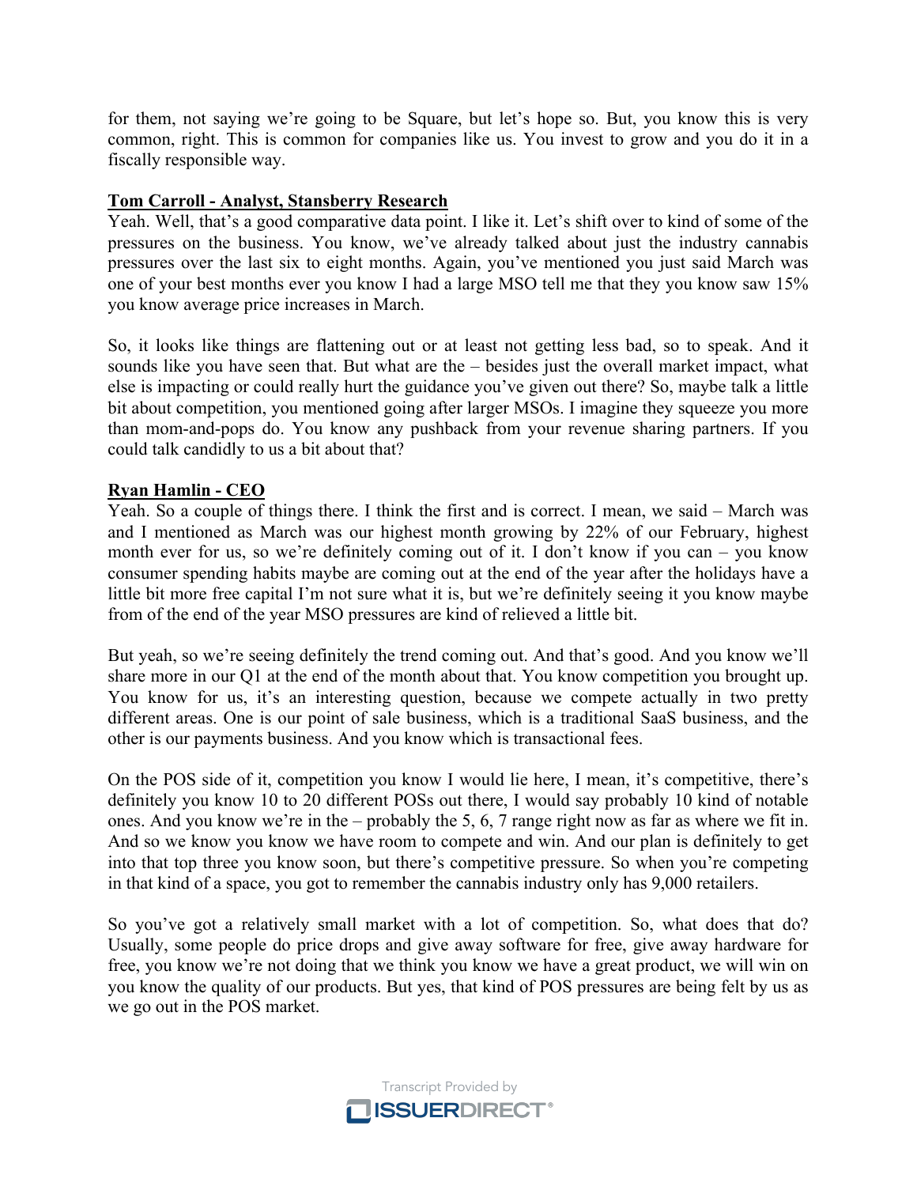for them, not saying we're going to be Square, but let's hope so. But, you know this is very common, right. This is common for companies like us. You invest to grow and you do it in a fiscally responsible way.

**Tom Carroll - Analyst, Stansberry Research**

Yeah. Well, that's a good comparative data point. I like it. Let's shift over to kind of some of the pressures on the business. You know, we've already talked about just the industry cannabis pressures over the last six to eight months. Again, you've mentioned you just said March was one of your best months ever you know I had a large MSO tell me that they you know saw 15% you know average price increases in March.

So, it looks like things are flattening out or at least not getting less bad, so to speak. And it sounds like you have seen that. But what are the – besides just the overall market impact, what else is impacting or could really hurt the guidance you've given out there? So, maybe talk a little bit about competition, you mentioned going after larger MSOs. I imagine they squeeze you more than mom-and-pops do. You know any pushback from your revenue sharing partners. If you could talk candidly to us a bit about that?

**Ryan Hamlin - CEO**

Yeah. So a couple of things there. I think the first and is correct. I mean, we said – March was and I mentioned as March was our highest month growing by 22% of our February, highest month ever for us, so we're definitely coming out of it. I don't know if you can – you know consumer spending habits maybe are coming out at the end of the year after the holidays have a little bit more free capital I'm not sure what it is, but we're definitely seeing it you know maybe from of the end of the year MSO pressures are kind of relieved a little bit.

But yeah, so we're seeing definitely the trend coming out. And that's good. And you know we'll share more in our Q1 at the end of the month about that. You know competition you brought up. You know for us, it's an interesting question, because we compete actually in two pretty different areas. One is our point of sale business, which is a traditional SaaS business, and the other is our payments business. And you know which is transactional fees.

On the POS side of it, competition you know I would lie here, I mean, it's competitive, there's definitely you know 10 to 20 different POSs out there, I would say probably 10 kind of notable ones. And you know we're in the – probably the 5, 6, 7 range right now as far as where we fit in. And so we know you know we have room to compete and win. And our plan is definitely to get into that top three you know soon, but there's competitive pressure. So when you're competing in that kind of a space, you got to remember the cannabis industry only has 9,000 retailers.

So you've got a relatively small market with a lot of competition. So, what does that do? Usually, some people do price drops and give away software for free, give away hardware for free, you know we're not doing that we think you know we have a great product, we will win on you know the quality of our products. But yes, that kind of POS pressures are being felt by us as we go out in the POS market.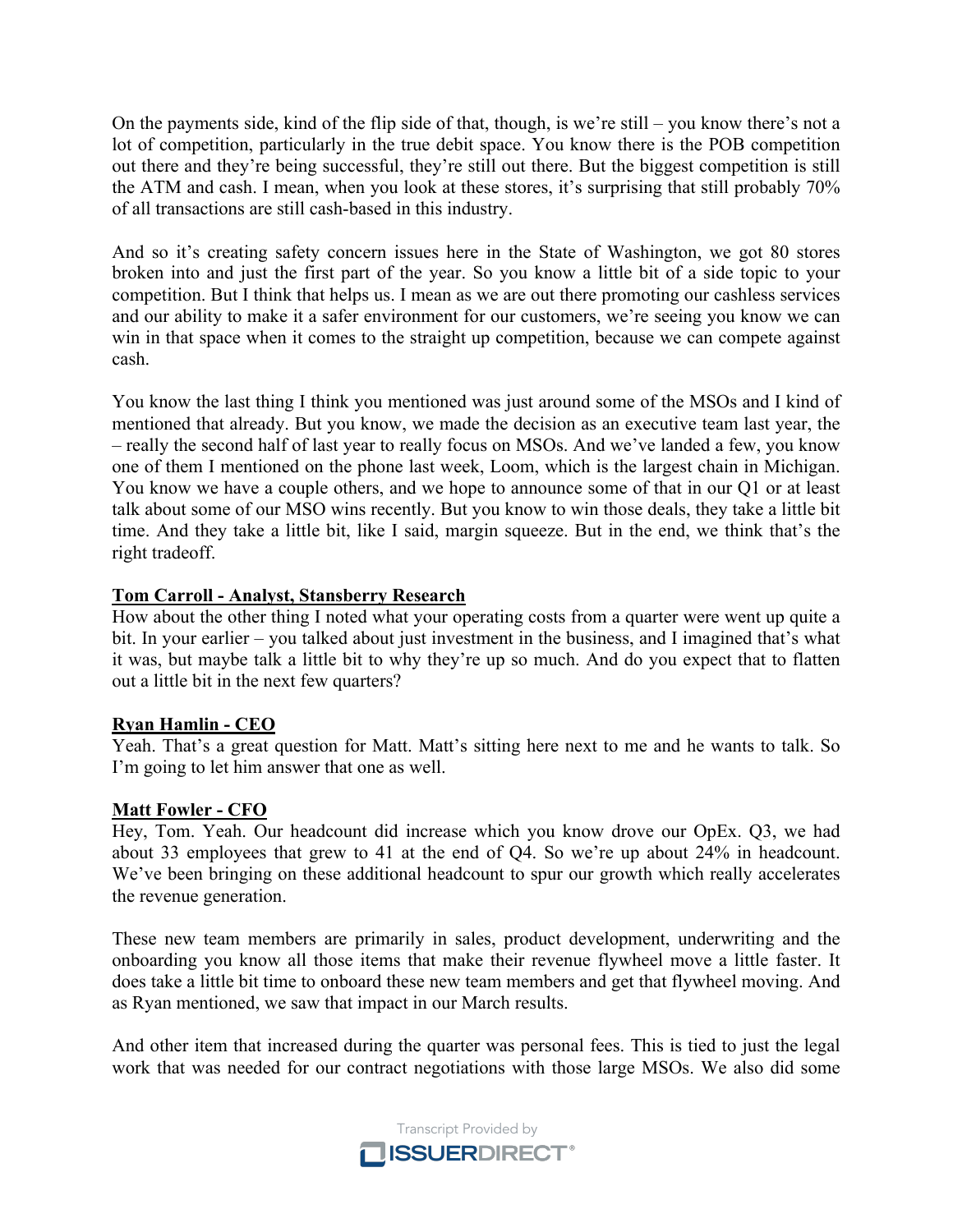On the payments side, kind of the flip side of that, though, is we're still – you know there's not a lot of competition, particularly in the true debit space. You know there is the POB competition out there and they're being successful, they're still out there. But the biggest competition is still the ATM and cash. I mean, when you look at these stores, it's surprising that still probably 70% of all transactions are still cash-based in this industry.

And so it's creating safety concern issues here in the State of Washington, we got 80 stores broken into and just the first part of the year. So you know a little bit of a side topic to your competition. But I think that helps us. I mean as we are out there promoting our cashless services and our ability to make it a safer environment for our customers, we're seeing you know we can win in that space when it comes to the straight up competition, because we can compete against cash.

You know the last thing I think you mentioned was just around some of the MSOs and I kind of mentioned that already. But you know, we made the decision as an executive team last year, the – really the second half of last year to really focus on MSOs. And we've landed a few, you know one of them I mentioned on the phone last week, Loom, which is the largest chain in Michigan. You know we have a couple others, and we hope to announce some of that in our Q1 or at least talk about some of our MSO wins recently. But you know to win those deals, they take a little bit time. And they take a little bit, like I said, margin squeeze. But in the end, we think that's the right tradeoff.

**Tom Carroll - Analyst, Stansberry Research**
How about the other thing I noted what your operating costs from a quarter were went up quite a bit. In your earlier – you talked about just investment in the business, and I imagined that's what it was, but maybe talk a little bit to why they're up so much. And do you expect that to flatten out a little bit in the next few quarters?

**Ryan Hamlin - CEO**
Yeah. That's a great question for Matt. Matt's sitting here next to me and he wants to talk. So I'm going to let him answer that one as well.

**Matt Fowler - CFO**
Hey, Tom. Yeah. Our headcount did increase which you know drove our OpEx. Q3, we had about 33 employees that grew to 41 at the end of Q4. So we're up about 24% in headcount. We've been bringing on these additional headcount to spur our growth which really accelerates the revenue generation.

These new team members are primarily in sales, product development, underwriting and the onboarding you know all those items that make their revenue flywheel move a little faster. It does take a little bit time to onboard these new team members and get that flywheel moving. And as Ryan mentioned, we saw that impact in our March results.

And other item that increased during the quarter was personal fees. This is tied to just the legal work that was needed for our contract negotiations with those large MSOs. We also did some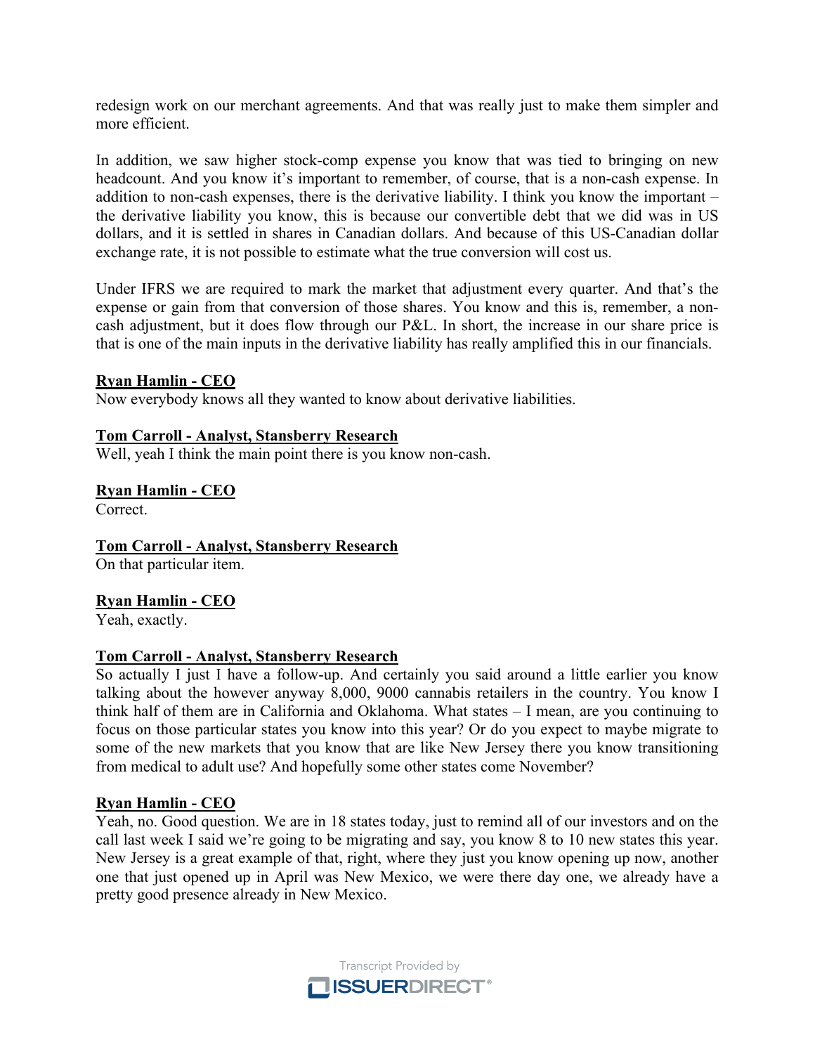redesign work on our merchant agreements. And that was really just to make them simpler and more efficient.

In addition, we saw higher stock-comp expense you know that was tied to bringing on new headcount. And you know it's important to remember, of course, that is a non-cash expense. In addition to non-cash expenses, there is the derivative liability. I think you know the important – the derivative liability you know, this is because our convertible debt that we did was in US dollars, and it is settled in shares in Canadian dollars. And because of this US-Canadian dollar exchange rate, it is not possible to estimate what the true conversion will cost us.

Under IFRS we are required to mark the market that adjustment every quarter. And that's the expense or gain from that conversion of those shares. You know and this is, remember, a non-cash adjustment, but it does flow through our P&L. In short, the increase in our share price is that is one of the main inputs in the derivative liability has really amplified this in our financials.

**Ryan Hamlin - CEO**
Now everybody knows all they wanted to know about derivative liabilities.

**Tom Carroll - Analyst, Stansberry Research**
Well, yeah I think the main point there is you know non-cash.

**Ryan Hamlin - CEO**
Correct.

**Tom Carroll - Analyst, Stansberry Research**
On that particular item.

**Ryan Hamlin - CEO**
Yeah, exactly.

**Tom Carroll - Analyst, Stansberry Research**
So actually I just I have a follow-up. And certainly you said around a little earlier you know talking about the however anyway 8,000, 9000 cannabis retailers in the country. You know I think half of them are in California and Oklahoma. What states – I mean, are you continuing to focus on those particular states you know into this year? Or do you expect to maybe migrate to some of the new markets that you know that are like New Jersey there you know transitioning from medical to adult use? And hopefully some other states come November?

**Ryan Hamlin - CEO**
Yeah, no. Good question. We are in 18 states today, just to remind all of our investors and on the call last week I said we're going to be migrating and say, you know 8 to 10 new states this year. New Jersey is a great example of that, right, where they just you know opening up now, another one that just opened up in April was New Mexico, we were there day one, we already have a pretty good presence already in New Mexico.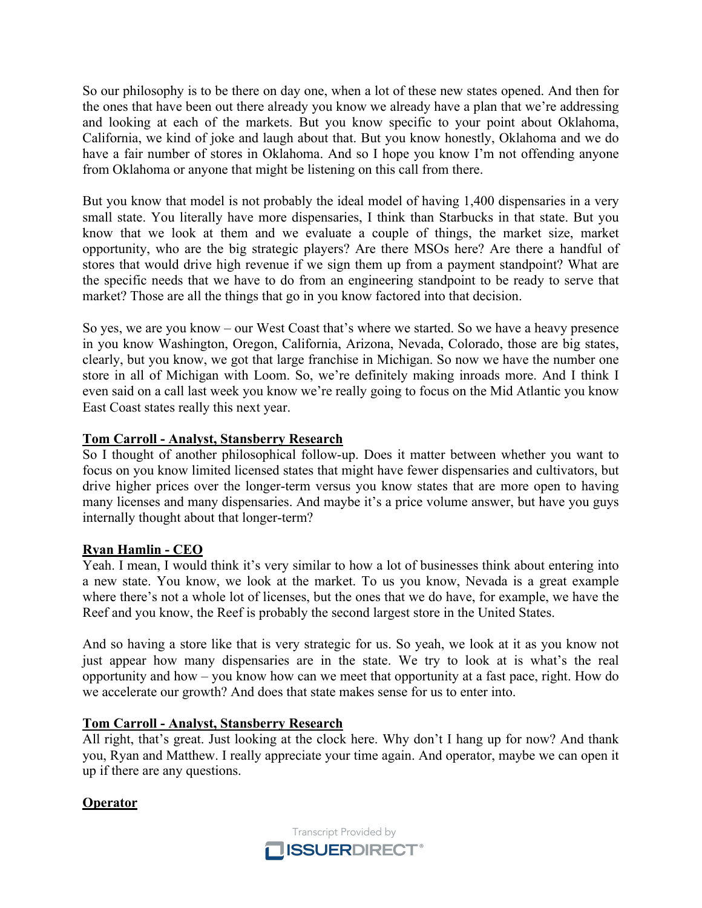So our philosophy is to be there on day one, when a lot of these new states opened. And then for the ones that have been out there already you know we already have a plan that we're addressing and looking at each of the markets. But you know specific to your point about Oklahoma, California, we kind of joke and laugh about that. But you know honestly, Oklahoma and we do have a fair number of stores in Oklahoma. And so I hope you know I'm not offending anyone from Oklahoma or anyone that might be listening on this call from there.

But you know that model is not probably the ideal model of having 1,400 dispensaries in a very small state. You literally have more dispensaries, I think than Starbucks in that state. But you know that we look at them and we evaluate a couple of things, the market size, market opportunity, who are the big strategic players? Are there MSOs here? Are there a handful of stores that would drive high revenue if we sign them up from a payment standpoint? What are the specific needs that we have to do from an engineering standpoint to be ready to serve that market? Those are all the things that go in you know factored into that decision.

So yes, we are you know – our West Coast that's where we started. So we have a heavy presence in you know Washington, Oregon, California, Arizona, Nevada, Colorado, those are big states, clearly, but you know, we got that large franchise in Michigan. So now we have the number one store in all of Michigan with Loom. So, we're definitely making inroads more. And I think I even said on a call last week you know we're really going to focus on the Mid Atlantic you know East Coast states really this next year.

**Tom Carroll - Analyst, Stansberry Research**

So I thought of another philosophical follow-up. Does it matter between whether you want to focus on you know limited licensed states that might have fewer dispensaries and cultivators, but drive higher prices over the longer-term versus you know states that are more open to having many licenses and many dispensaries. And maybe it's a price volume answer, but have you guys internally thought about that longer-term?

**Ryan Hamlin - CEO**

Yeah. I mean, I would think it's very similar to how a lot of businesses think about entering into a new state. You know, we look at the market. To us you know, Nevada is a great example where there's not a whole lot of licenses, but the ones that we do have, for example, we have the Reef and you know, the Reef is probably the second largest store in the United States.

And so having a store like that is very strategic for us. So yeah, we look at it as you know not just appear how many dispensaries are in the state. We try to look at is what's the real opportunity and how – you know how can we meet that opportunity at a fast pace, right. How do we accelerate our growth? And does that state makes sense for us to enter into.

**Tom Carroll - Analyst, Stansberry Research**

All right, that's great. Just looking at the clock here. Why don't I hang up for now? And thank you, Ryan and Matthew. I really appreciate your time again. And operator, maybe we can open it up if there are any questions.

**Operator**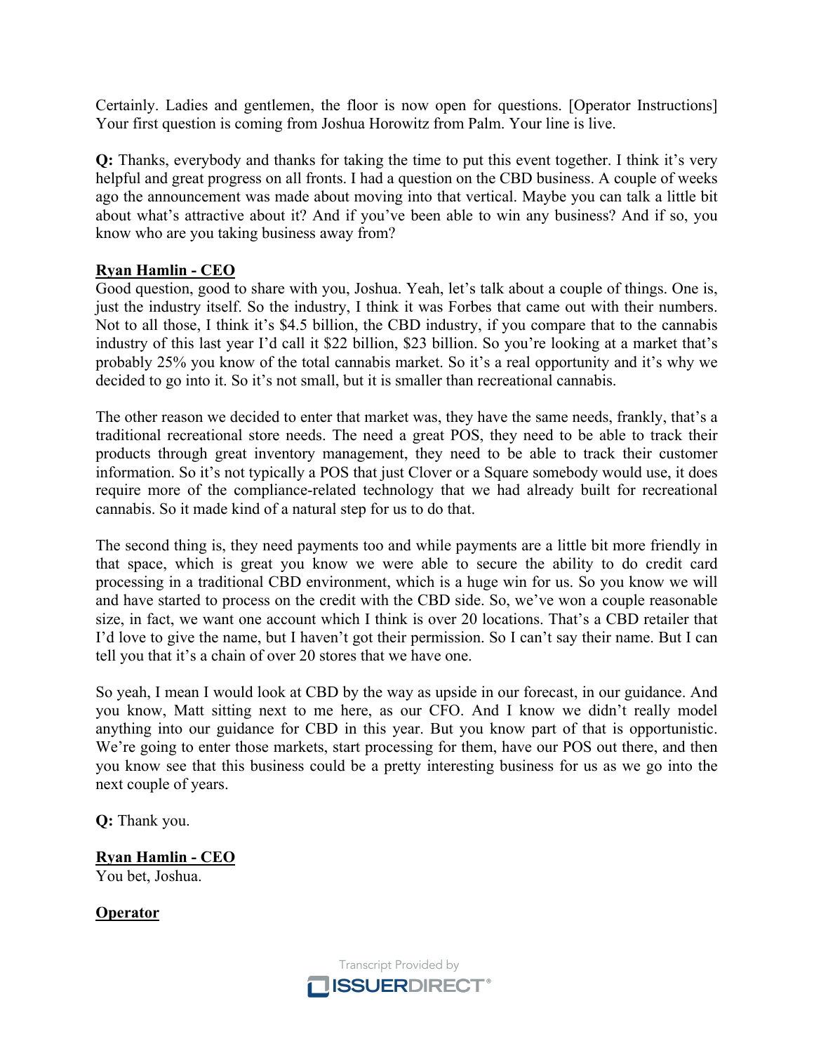Certainly. Ladies and gentlemen, the floor is now open for questions. [Operator Instructions] Your first question is coming from Joshua Horowitz from Palm. Your line is live.

**Q:** Thanks, everybody and thanks for taking the time to put this event together. I think it's very helpful and great progress on all fronts. I had a question on the CBD business. A couple of weeks ago the announcement was made about moving into that vertical. Maybe you can talk a little bit about what's attractive about it? And if you've been able to win any business? And if so, you know who are you taking business away from?

**Ryan Hamlin - CEO**

Good question, good to share with you, Joshua. Yeah, let's talk about a couple of things. One is, just the industry itself. So the industry, I think it was Forbes that came out with their numbers. Not to all those, I think it's $4.5 billion, the CBD industry, if you compare that to the cannabis industry of this last year I'd call it $22 billion, $23 billion. So you're looking at a market that's probably 25% you know of the total cannabis market. So it's a real opportunity and it's why we decided to go into it. So it's not small, but it is smaller than recreational cannabis.

The other reason we decided to enter that market was, they have the same needs, frankly, that's a traditional recreational store needs. The need a great POS, they need to be able to track their products through great inventory management, they need to be able to track their customer information. So it's not typically a POS that just Clover or a Square somebody would use, it does require more of the compliance-related technology that we had already built for recreational cannabis. So it made kind of a natural step for us to do that.

The second thing is, they need payments too and while payments are a little bit more friendly in that space, which is great you know we were able to secure the ability to do credit card processing in a traditional CBD environment, which is a huge win for us. So you know we will and have started to process on the credit with the CBD side. So, we've won a couple reasonable size, in fact, we want one account which I think is over 20 locations. That's a CBD retailer that I'd love to give the name, but I haven't got their permission. So I can't say their name. But I can tell you that it's a chain of over 20 stores that we have one.

So yeah, I mean I would look at CBD by the way as upside in our forecast, in our guidance. And you know, Matt sitting next to me here, as our CFO. And I know we didn't really model anything into our guidance for CBD in this year. But you know part of that is opportunistic. We're going to enter those markets, start processing for them, have our POS out there, and then you know see that this business could be a pretty interesting business for us as we go into the next couple of years.

**Q:** Thank you.

**Ryan Hamlin - CEO**

You bet, Joshua.

**Operator**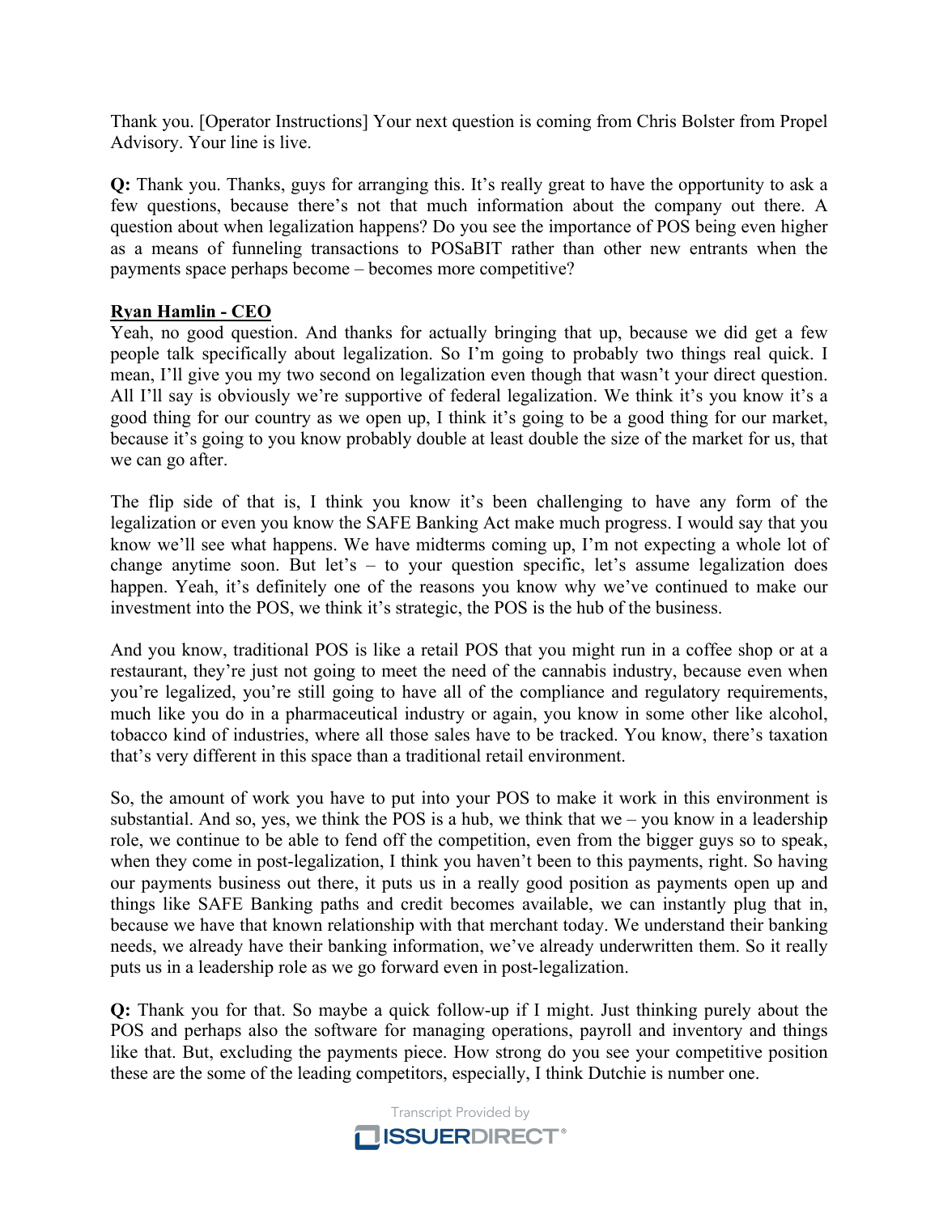Thank you. [Operator Instructions] Your next question is coming from Chris Bolster from Propel Advisory. Your line is live.

**Q:** Thank you. Thanks, guys for arranging this. It's really great to have the opportunity to ask a few questions, because there's not that much information about the company out there. A question about when legalization happens? Do you see the importance of POS being even higher as a means of funneling transactions to POSaBIT rather than other new entrants when the payments space perhaps become – becomes more competitive?

**Ryan Hamlin - CEO**

Yeah, no good question. And thanks for actually bringing that up, because we did get a few people talk specifically about legalization. So I'm going to probably two things real quick. I mean, I'll give you my two second on legalization even though that wasn't your direct question. All I'll say is obviously we're supportive of federal legalization. We think it's you know it's a good thing for our country as we open up, I think it's going to be a good thing for our market, because it's going to you know probably double at least double the size of the market for us, that we can go after.

The flip side of that is, I think you know it's been challenging to have any form of the legalization or even you know the SAFE Banking Act make much progress. I would say that you know we'll see what happens. We have midterms coming up, I'm not expecting a whole lot of change anytime soon. But let's – to your question specific, let's assume legalization does happen. Yeah, it's definitely one of the reasons you know why we've continued to make our investment into the POS, we think it's strategic, the POS is the hub of the business.

And you know, traditional POS is like a retail POS that you might run in a coffee shop or at a restaurant, they're just not going to meet the need of the cannabis industry, because even when you're legalized, you're still going to have all of the compliance and regulatory requirements, much like you do in a pharmaceutical industry or again, you know in some other like alcohol, tobacco kind of industries, where all those sales have to be tracked. You know, there's taxation that's very different in this space than a traditional retail environment.

So, the amount of work you have to put into your POS to make it work in this environment is substantial. And so, yes, we think the POS is a hub, we think that we – you know in a leadership role, we continue to be able to fend off the competition, even from the bigger guys so to speak, when they come in post-legalization, I think you haven't been to this payments, right. So having our payments business out there, it puts us in a really good position as payments open up and things like SAFE Banking paths and credit becomes available, we can instantly plug that in, because we have that known relationship with that merchant today. We understand their banking needs, we already have their banking information, we've already underwritten them. So it really puts us in a leadership role as we go forward even in post-legalization.

**Q:** Thank you for that. So maybe a quick follow-up if I might. Just thinking purely about the POS and perhaps also the software for managing operations, payroll and inventory and things like that. But, excluding the payments piece. How strong do you see your competitive position these are the some of the leading competitors, especially, I think Dutchie is number one.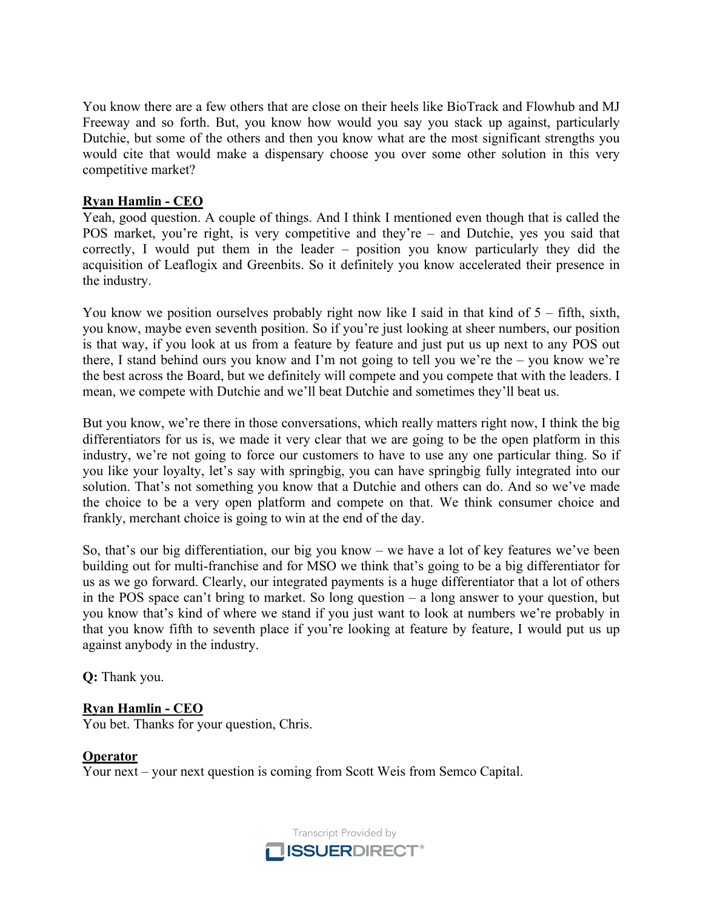You know there are a few others that are close on their heels like BioTrack and Flowhub and MJ Freeway and so forth. But, you know how would you say you stack up against, particularly Dutchie, but some of the others and then you know what are the most significant strengths you would cite that would make a dispensary choose you over some other solution in this very competitive market?

**Ryan Hamlin - CEO**

Yeah, good question. A couple of things. And I think I mentioned even though that is called the POS market, you're right, is very competitive and they're – and Dutchie, yes you said that correctly, I would put them in the leader – position you know particularly they did the acquisition of Leaflogix and Greenbits. So it definitely you know accelerated their presence in the industry.

You know we position ourselves probably right now like I said in that kind of 5 – fifth, sixth, you know, maybe even seventh position. So if you're just looking at sheer numbers, our position is that way, if you look at us from a feature by feature and just put us up next to any POS out there, I stand behind ours you know and I'm not going to tell you we're the – you know we're the best across the Board, but we definitely will compete and you compete that with the leaders. I mean, we compete with Dutchie and we'll beat Dutchie and sometimes they'll beat us.

But you know, we're there in those conversations, which really matters right now, I think the big differentiators for us is, we made it very clear that we are going to be the open platform in this industry, we're not going to force our customers to have to use any one particular thing. So if you like your loyalty, let's say with springbig, you can have springbig fully integrated into our solution. That's not something you know that a Dutchie and others can do. And so we've made the choice to be a very open platform and compete on that. We think consumer choice and frankly, merchant choice is going to win at the end of the day.

So, that's our big differentiation, our big you know – we have a lot of key features we've been building out for multi-franchise and for MSO we think that's going to be a big differentiator for us as we go forward. Clearly, our integrated payments is a huge differentiator that a lot of others in the POS space can't bring to market. So long question – a long answer to your question, but you know that's kind of where we stand if you just want to look at numbers we're probably in that you know fifth to seventh place if you're looking at feature by feature, I would put us up against anybody in the industry.

**Q:** Thank you.

**Ryan Hamlin - CEO**

You bet. Thanks for your question, Chris.

**Operator**

Your next – your next question is coming from Scott Weis from Semco Capital.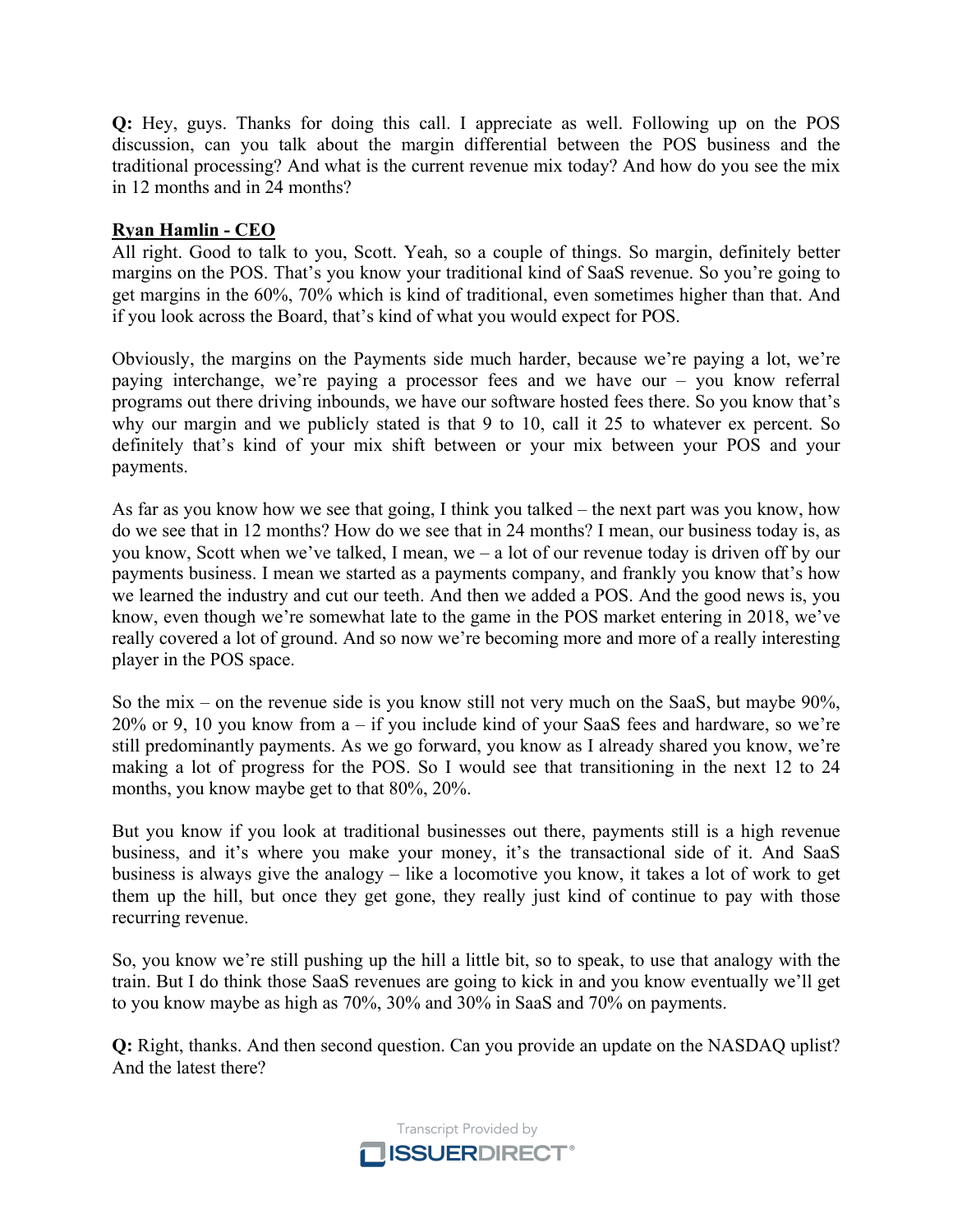**Q:** Hey, guys. Thanks for doing this call. I appreciate as well. Following up on the POS discussion, can you talk about the margin differential between the POS business and the traditional processing? And what is the current revenue mix today? And how do you see the mix in 12 months and in 24 months?

**Ryan Hamlin - CEO**

All right. Good to talk to you, Scott. Yeah, so a couple of things. So margin, definitely better margins on the POS. That's you know your traditional kind of SaaS revenue. So you're going to get margins in the 60%, 70% which is kind of traditional, even sometimes higher than that. And if you look across the Board, that's kind of what you would expect for POS.

Obviously, the margins on the Payments side much harder, because we're paying a lot, we're paying interchange, we're paying a processor fees and we have our – you know referral programs out there driving inbounds, we have our software hosted fees there. So you know that's why our margin and we publicly stated is that 9 to 10, call it 25 to whatever ex percent. So definitely that's kind of your mix shift between or your mix between your POS and your payments.

As far as you know how we see that going, I think you talked – the next part was you know, how do we see that in 12 months? How do we see that in 24 months? I mean, our business today is, as you know, Scott when we've talked, I mean, we – a lot of our revenue today is driven off by our payments business. I mean we started as a payments company, and frankly you know that's how we learned the industry and cut our teeth. And then we added a POS. And the good news is, you know, even though we're somewhat late to the game in the POS market entering in 2018, we've really covered a lot of ground. And so now we're becoming more and more of a really interesting player in the POS space.

So the mix – on the revenue side is you know still not very much on the SaaS, but maybe 90%, 20% or 9, 10 you know from a – if you include kind of your SaaS fees and hardware, so we're still predominantly payments. As we go forward, you know as I already shared you know, we're making a lot of progress for the POS. So I would see that transitioning in the next 12 to 24 months, you know maybe get to that 80%, 20%.

But you know if you look at traditional businesses out there, payments still is a high revenue business, and it's where you make your money, it's the transactional side of it. And SaaS business is always give the analogy – like a locomotive you know, it takes a lot of work to get them up the hill, but once they get gone, they really just kind of continue to pay with those recurring revenue.

So, you know we're still pushing up the hill a little bit, so to speak, to use that analogy with the train. But I do think those SaaS revenues are going to kick in and you know eventually we'll get to you know maybe as high as 70%, 30% and 30% in SaaS and 70% on payments.

**Q:** Right, thanks. And then second question. Can you provide an update on the NASDAQ uplist? And the latest there?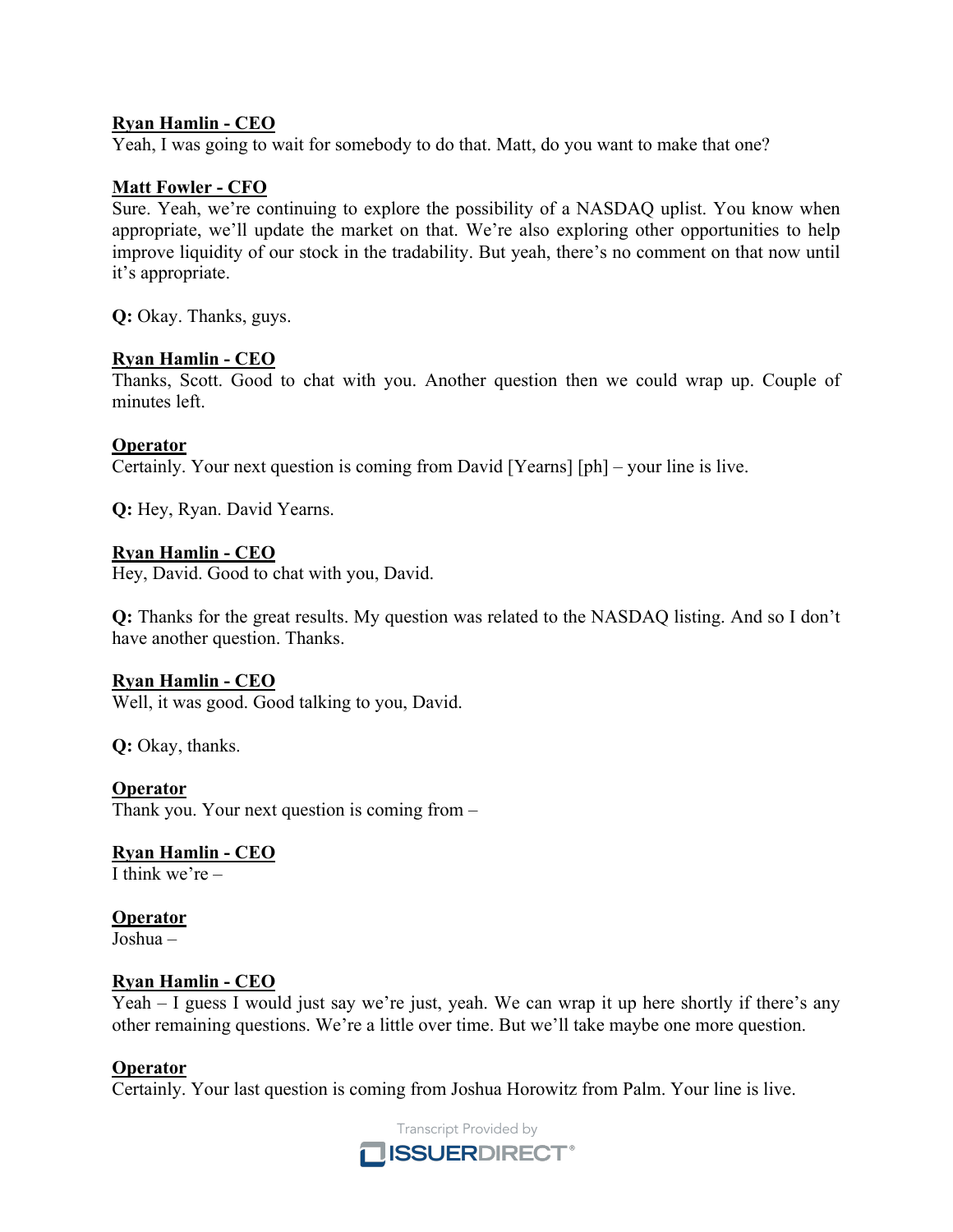**Ryan Hamlin - CEO**
Yeah, I was going to wait for somebody to do that. Matt, do you want to make that one?

**Matt Fowler - CFO**
Sure. Yeah, we're continuing to explore the possibility of a NASDAQ uplist. You know when appropriate, we'll update the market on that. We're also exploring other opportunities to help improve liquidity of our stock in the tradability. But yeah, there's no comment on that now until it's appropriate.

**Q:** Okay. Thanks, guys.

**Ryan Hamlin - CEO**
Thanks, Scott. Good to chat with you. Another question then we could wrap up. Couple of minutes left.

**Operator**
Certainly. Your next question is coming from David [Yearns] [ph] – your line is live.

**Q:** Hey, Ryan. David Yearns.

**Ryan Hamlin - CEO**
Hey, David. Good to chat with you, David.

**Q:** Thanks for the great results. My question was related to the NASDAQ listing. And so I don't have another question. Thanks.

**Ryan Hamlin - CEO**
Well, it was good. Good talking to you, David.

**Q:** Okay, thanks.

**Operator**
Thank you. Your next question is coming from –

**Ryan Hamlin - CEO**
I think we're –

**Operator**
Joshua –

**Ryan Hamlin - CEO**
Yeah – I guess I would just say we're just, yeah. We can wrap it up here shortly if there's any other remaining questions. We're a little over time. But we'll take maybe one more question.

**Operator**
Certainly. Your last question is coming from Joshua Horowitz from Palm. Your line is live.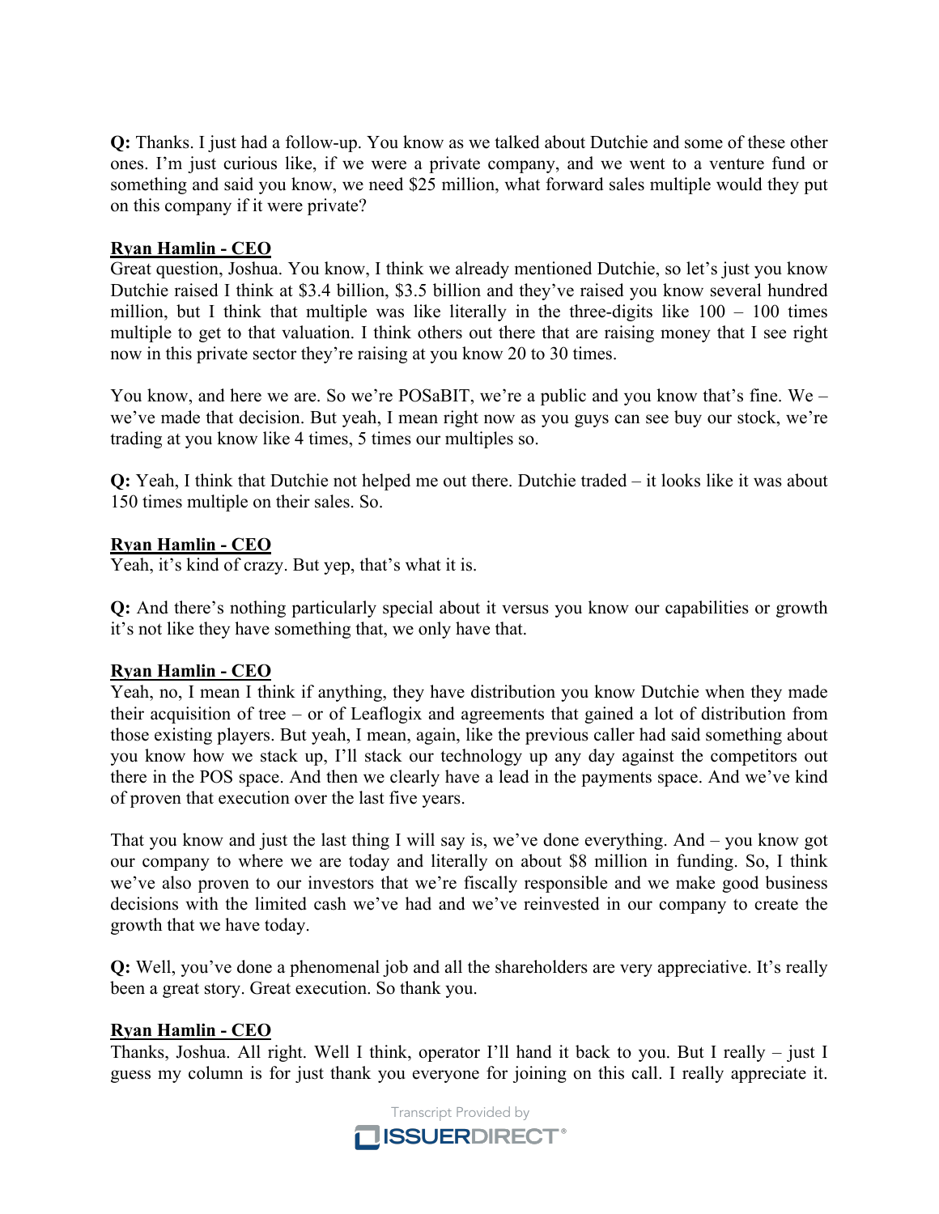**Q:** Thanks. I just had a follow-up. You know as we talked about Dutchie and some of these other ones. I'm just curious like, if we were a private company, and we went to a venture fund or something and said you know, we need $25 million, what forward sales multiple would they put on this company if it were private?

**Ryan Hamlin - CEO**

Great question, Joshua. You know, I think we already mentioned Dutchie, so let's just you know Dutchie raised I think at $3.4 billion, $3.5 billion and they've raised you know several hundred million, but I think that multiple was like literally in the three-digits like 100 – 100 times multiple to get to that valuation. I think others out there that are raising money that I see right now in this private sector they're raising at you know 20 to 30 times.

You know, and here we are. So we're POSaBIT, we're a public and you know that's fine. We – we've made that decision. But yeah, I mean right now as you guys can see buy our stock, we're trading at you know like 4 times, 5 times our multiples so.

**Q:** Yeah, I think that Dutchie not helped me out there. Dutchie traded – it looks like it was about 150 times multiple on their sales. So.

**Ryan Hamlin - CEO**

Yeah, it's kind of crazy. But yep, that's what it is.

**Q:** And there's nothing particularly special about it versus you know our capabilities or growth it's not like they have something that, we only have that.

**Ryan Hamlin - CEO**

Yeah, no, I mean I think if anything, they have distribution you know Dutchie when they made their acquisition of tree – or of Leaflogix and agreements that gained a lot of distribution from those existing players. But yeah, I mean, again, like the previous caller had said something about you know how we stack up, I'll stack our technology up any day against the competitors out there in the POS space. And then we clearly have a lead in the payments space. And we've kind of proven that execution over the last five years.

That you know and just the last thing I will say is, we've done everything. And – you know got our company to where we are today and literally on about $8 million in funding. So, I think we've also proven to our investors that we're fiscally responsible and we make good business decisions with the limited cash we've had and we've reinvested in our company to create the growth that we have today.

**Q:** Well, you've done a phenomenal job and all the shareholders are very appreciative. It's really been a great story. Great execution. So thank you.

**Ryan Hamlin - CEO**

Thanks, Joshua. All right. Well I think, operator I'll hand it back to you. But I really – just I guess my column is for just thank you everyone for joining on this call. I really appreciate it.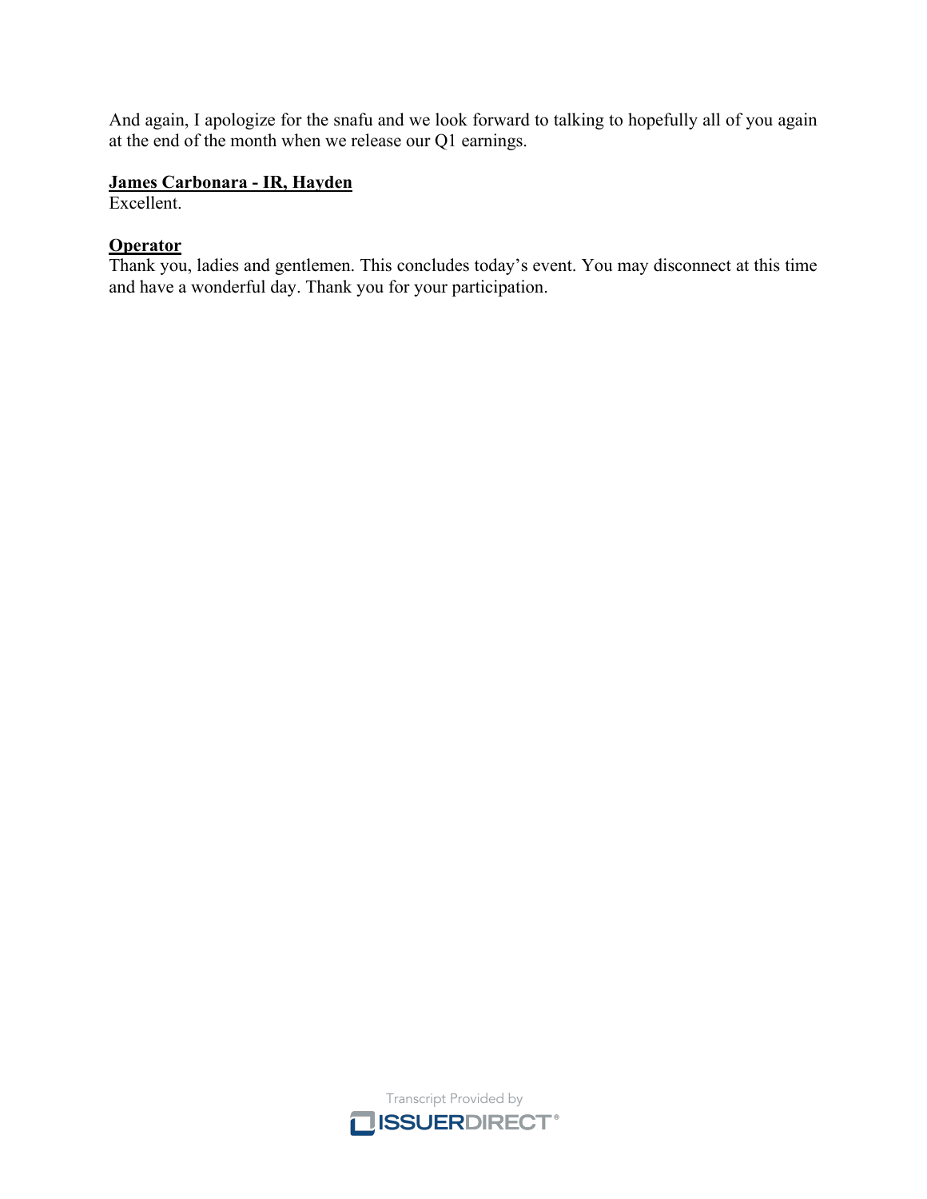And again, I apologize for the snafu and we look forward to talking to hopefully all of you again at the end of the month when we release our Q1 earnings.

**James Carbonara - IR, Hayden**
Excellent.

**Operator**
Thank you, ladies and gentlemen. This concludes today's event. You may disconnect at this time and have a wonderful day. Thank you for your participation.